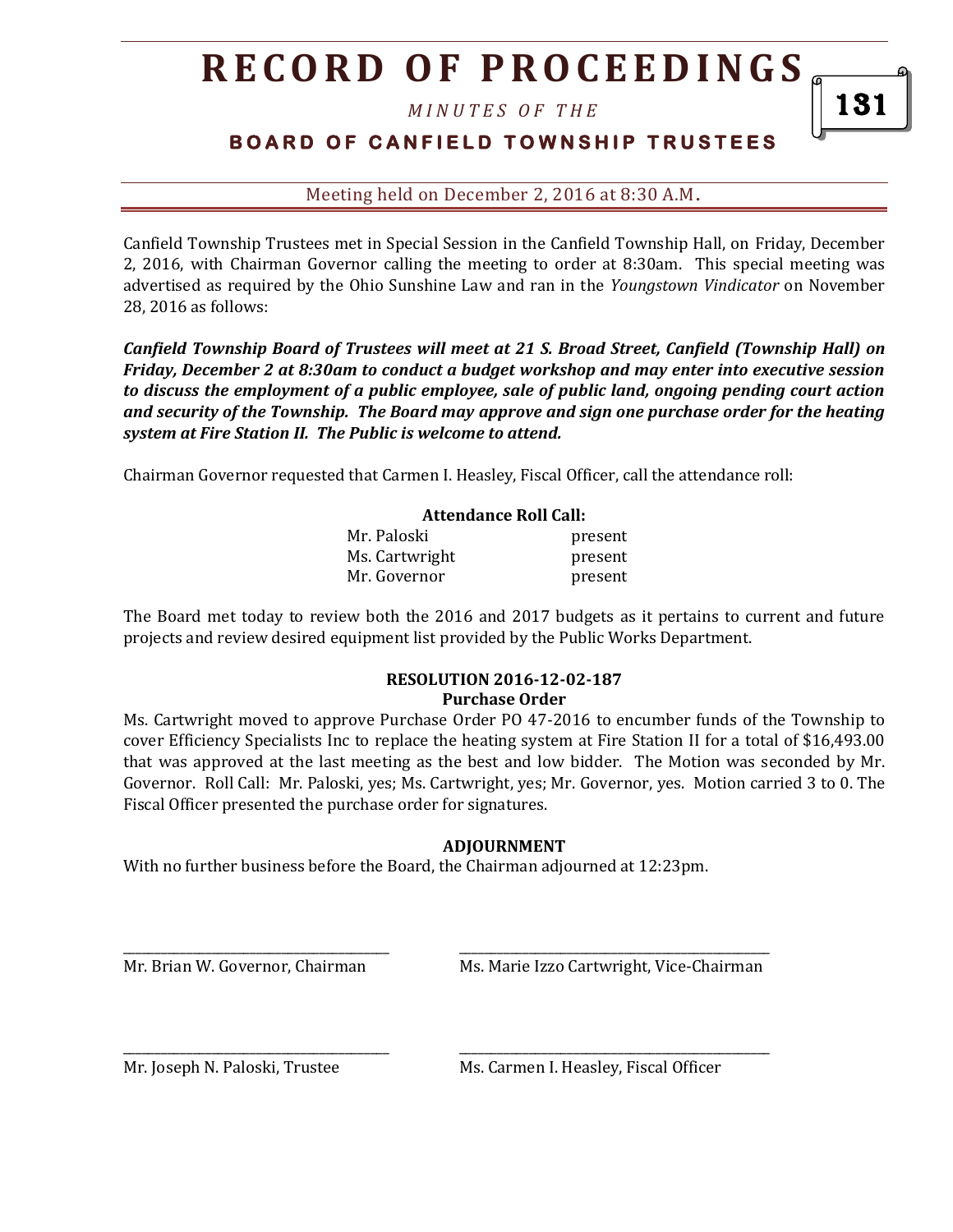# RECORD OF PROCEEDINGS

*MINUTES OF THE*

**BOARD OF CANFIELD TOWNSHIP TRUSTEES**

Meeting held on December 2, 2016 at 8:30 A.M.

Canfield Township Trustees met in Special Session in the Canfield Township Hall, on Friday, December 2, 2016, with Chairman Governor calling the meeting to order at 8:30am. This special meeting was advertised as required by the Ohio Sunshine Law and ran in the *Youngstown Vindicator* on November 28, 2016 as follows:

***Canfield Township Board of Trustees will meet at 21 S. Broad Street, Canfield (Township Hall) on Friday, December 2 at 8:30am to conduct a budget workshop and may enter into executive session to discuss the employment of a public employee, sale of public land, ongoing pending court action and security of the Township. The Board may approve and sign one purchase order for the heating system at Fire Station II. The Public is welcome to attend.***

Chairman Governor requested that Carmen I. Heasley, Fiscal Officer, call the attendance roll:

**Attendance Roll Call:**

| | |
|---|---|
| Mr. Paloski | present |
| Ms. Cartwright | present |
| Mr. Governor | present |

The Board met today to review both the 2016 and 2017 budgets as it pertains to current and future projects and review desired equipment list provided by the Public Works Department.

**RESOLUTION 2016-12-02-187**
**Purchase Order**

Ms. Cartwright moved to approve Purchase Order PO 47-2016 to encumber funds of the Township to cover Efficiency Specialists Inc to replace the heating system at Fire Station II for a total of $16,493.00 that was approved at the last meeting as the best and low bidder. The Motion was seconded by Mr. Governor. Roll Call: Mr. Paloski, yes; Ms. Cartwright, yes; Mr. Governor, yes. Motion carried 3 to 0. The Fiscal Officer presented the purchase order for signatures.

**ADJOURNMENT**

With no further business before the Board, the Chairman adjourned at 12:23pm.

\_\_\_\_\_\_\_\_\_\_\_\_\_\_\_\_\_\_\_\_\_\_\_\_\_\_\_\_\_\_\_\_\_\_\_\_\_\_\_
Mr. Brian W. Governor, Chairman

\_\_\_\_\_\_\_\_\_\_\_\_\_\_\_\_\_\_\_\_\_\_\_\_\_\_\_\_\_\_\_\_\_\_\_\_\_\_\_
Ms. Marie Izzo Cartwright, Vice-Chairman

\_\_\_\_\_\_\_\_\_\_\_\_\_\_\_\_\_\_\_\_\_\_\_\_\_\_\_\_\_\_\_\_\_\_\_\_\_\_\_
Mr. Joseph N. Paloski, Trustee

\_\_\_\_\_\_\_\_\_\_\_\_\_\_\_\_\_\_\_\_\_\_\_\_\_\_\_\_\_\_\_\_\_\_\_\_\_\_\_
Ms. Carmen I. Heasley, Fiscal Officer